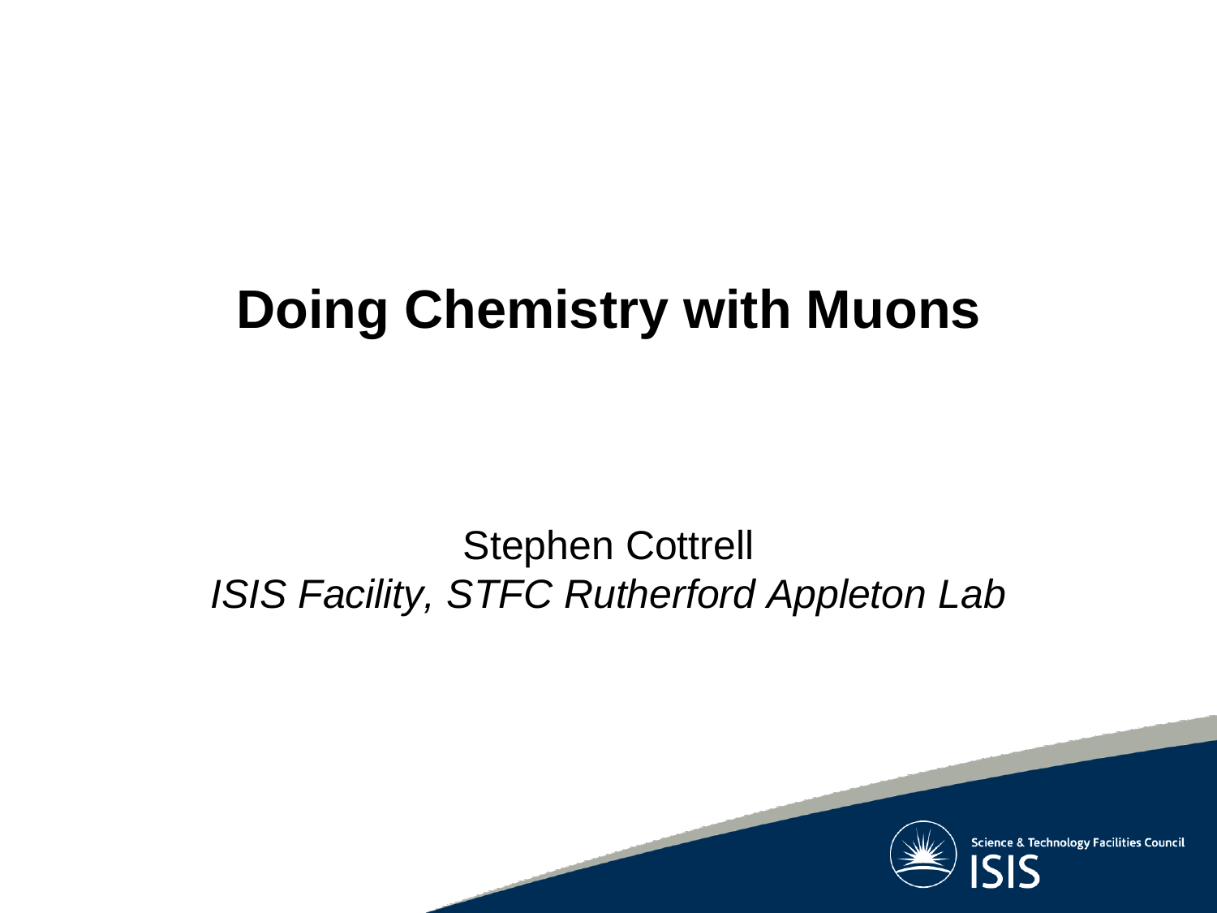# Doing Chemistry with Muons

Stephen Cottrell

*ISIS Facility, STFC Rutherford Appleton Lab*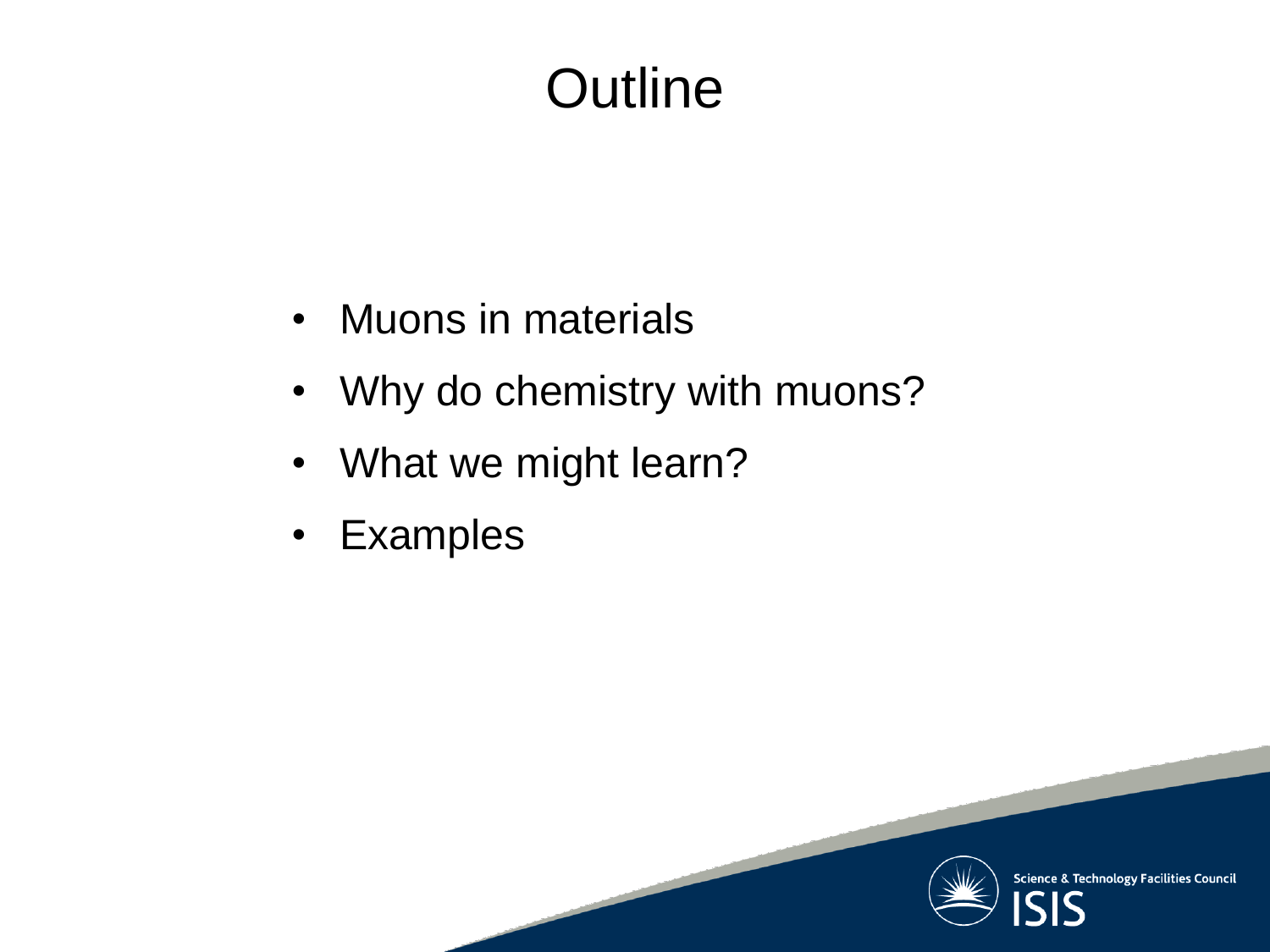# Outline

- Muons in materials
- Why do chemistry with muons?
- What we might learn?
- Examples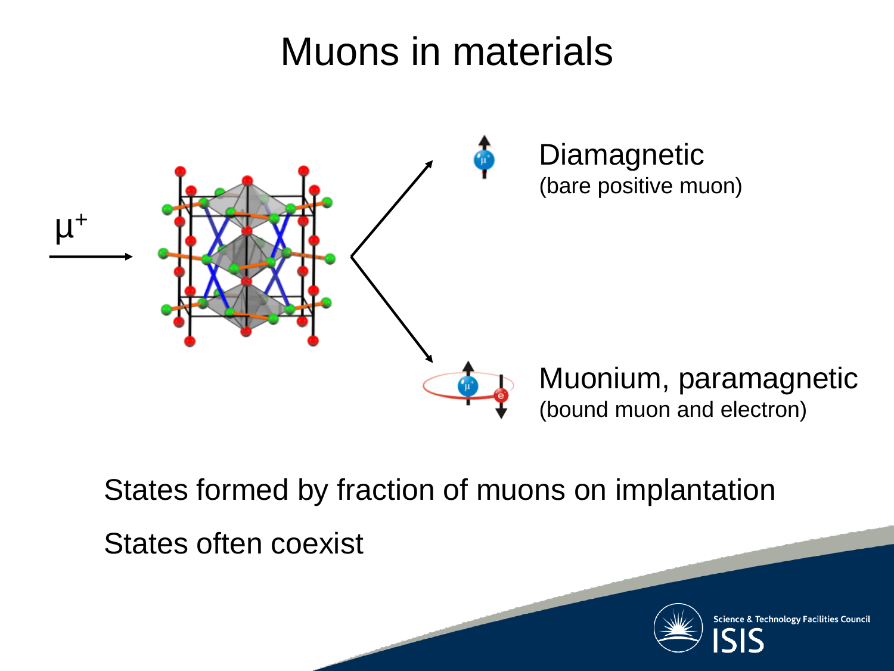# Muons in materials

$\mu^+$

Diamagnetic
(bare positive muon)

Muonium, paramagnetic
(bound muon and electron)

States formed by fraction of muons on implantation

States often coexist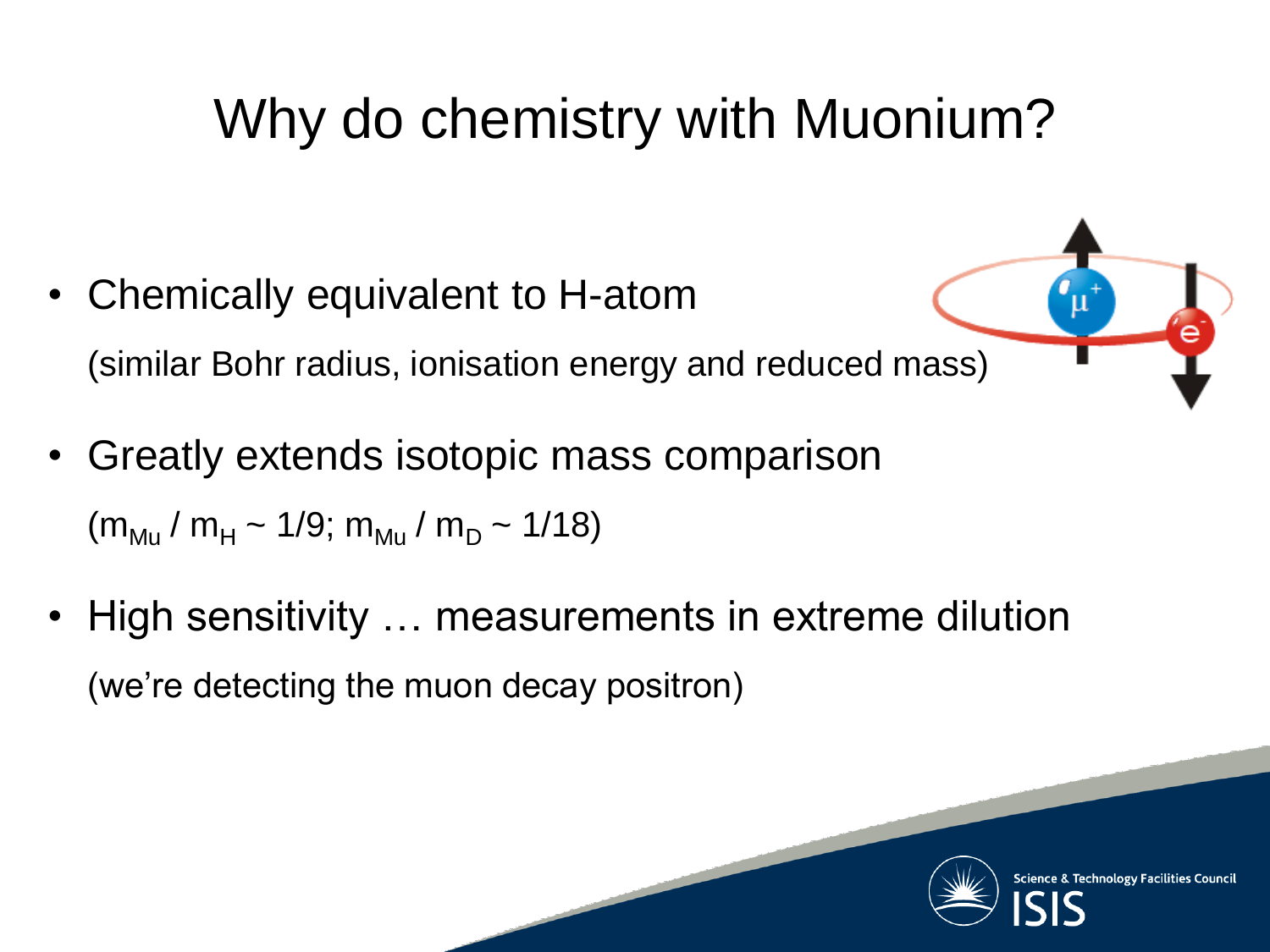# Why do chemistry with Muonium?

- Chemically equivalent to H-atom

  (similar Bohr radius, ionisation energy and reduced mass)

- Greatly extends isotopic mass comparison

  ($m_{Mu} / m_H \sim 1/9$; $m_{Mu} / m_D \sim 1/18$)

- High sensitivity … measurements in extreme dilution

  (we're detecting the muon decay positron)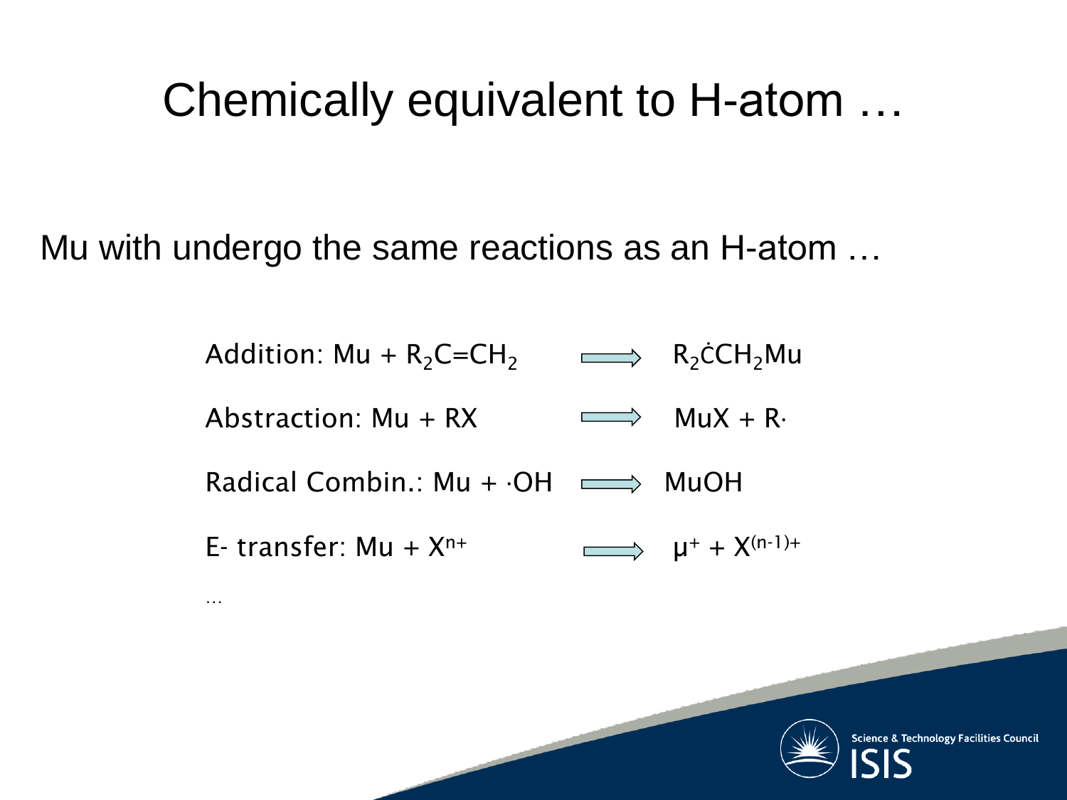# Chemically equivalent to H-atom …

Mu with undergo the same reactions as an H-atom …

Addition: $Mu + R_2C{=}CH_2 \Longrightarrow R_2\dot{C}CH_2Mu$

Abstraction: $Mu + RX \Longrightarrow MuX + R\cdot$

Radical Combin.: $Mu + \cdot OH \Longrightarrow MuOH$

E- transfer: $Mu + X^{n+} \Longrightarrow \mu^{+} + X^{(n-1)+}$

…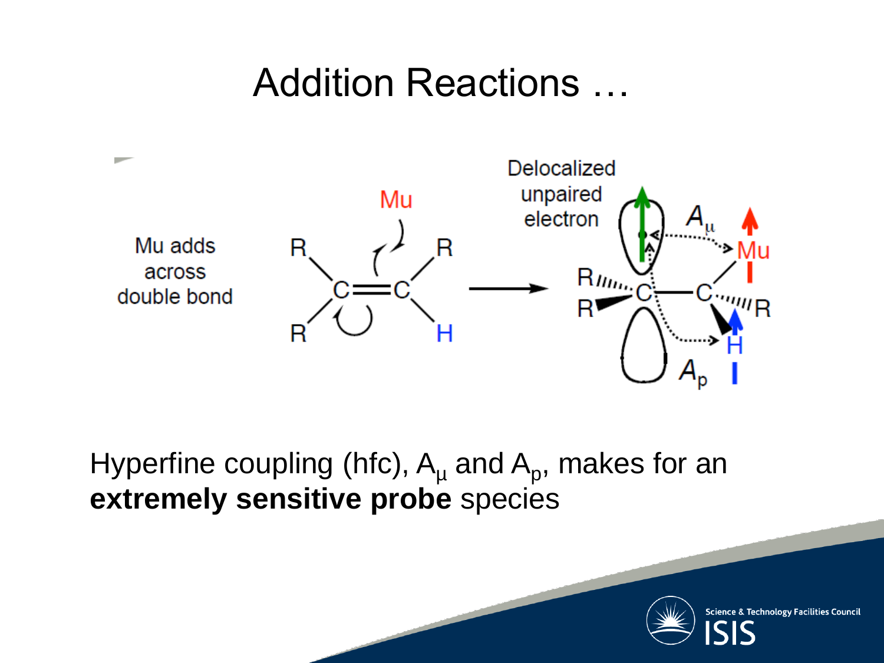# Addition Reactions …

Mu adds across double bond

Mu

R C=C R

R H

Delocalized unpaired electron

$A_\mu$

Mu

R C—C R

R H

$A_p$

Hyperfine coupling (hfc), $A_\mu$ and $A_p$, makes for an **extremely sensitive probe** species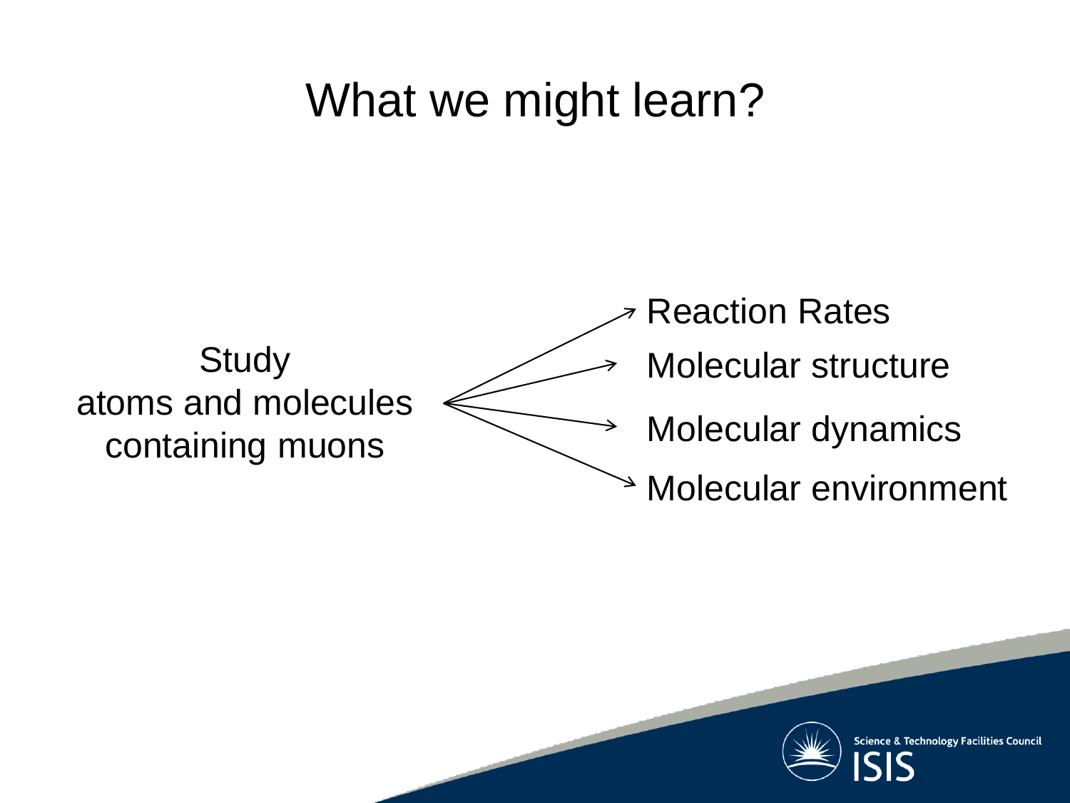# What we might learn?

Study atoms and molecules containing muons

- Reaction Rates
- Molecular structure
- Molecular dynamics
- Molecular environment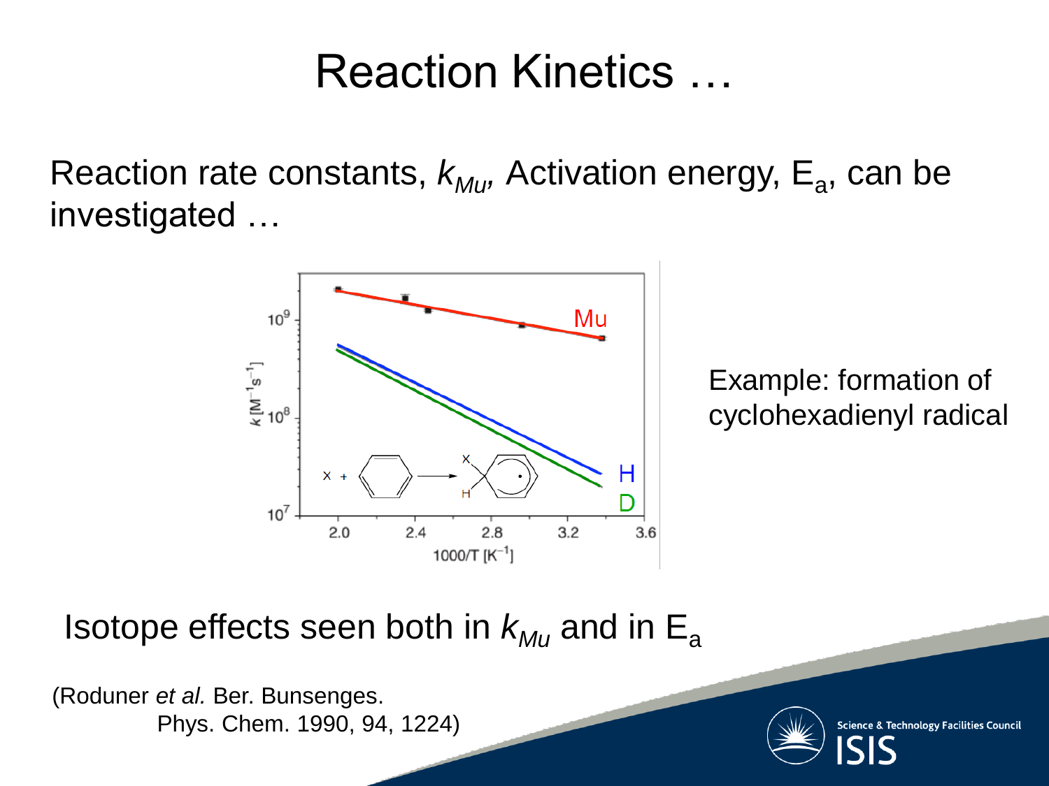# Reaction Kinetics …

Reaction rate constants, $k_{Mu}$, Activation energy, $E_a$, can be investigated …

Example: formation of cyclohexadienyl radical

Isotope effects seen both in $k_{Mu}$ and in $E_a$

(Roduner *et al.* Ber. Bunsenges. Phys. Chem. 1990, 94, 1224)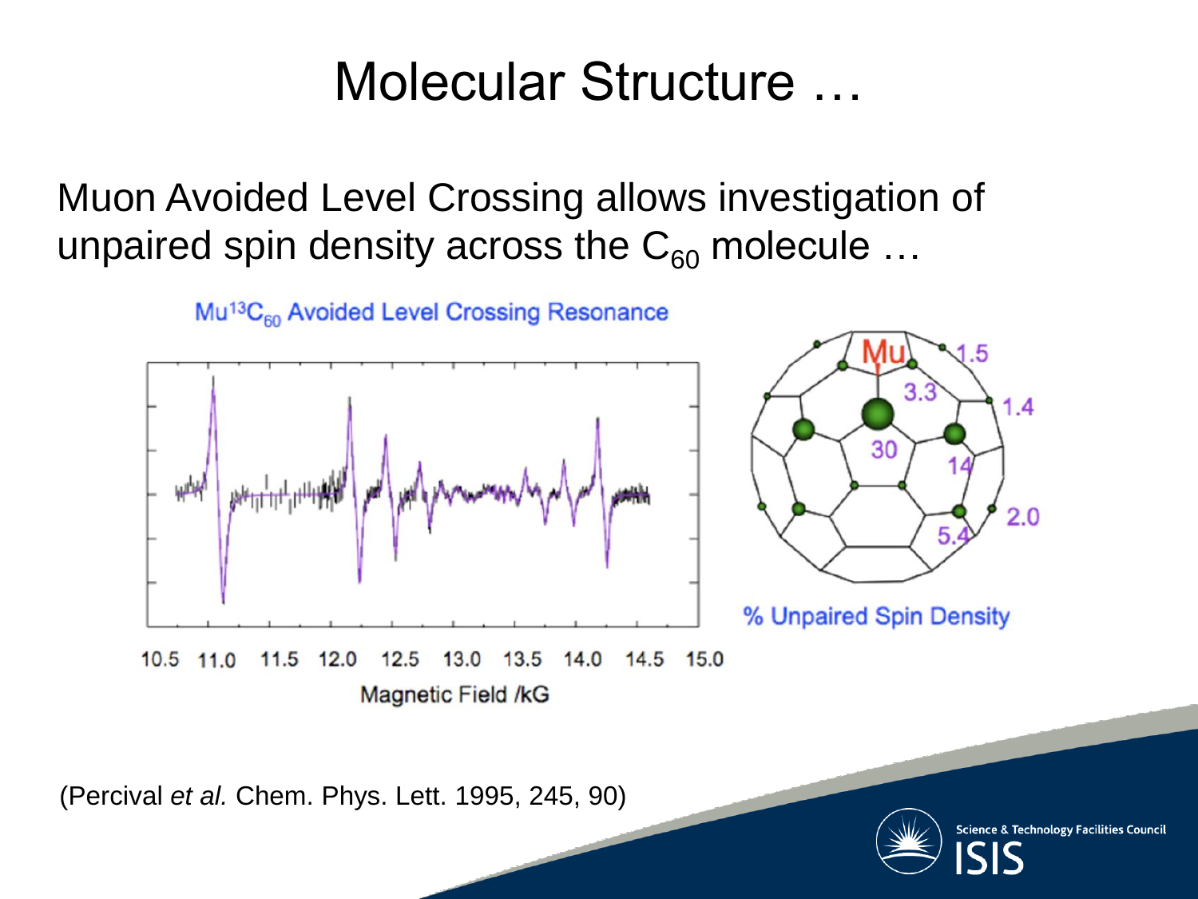# Molecular Structure …

Muon Avoided Level Crossing allows investigation of unpaired spin density across the $C_{60}$ molecule …

$Mu^{13}C_{60}$ Avoided Level Crossing Resonance

10.5 11.0 11.5 12.0 12.5 13.0 13.5 14.0 14.5 15.0

Magnetic Field /kG

Mu 1.5 3.3 1.4 30 14 2.0 5.4

% Unpaired Spin Density

(Percival *et al.* Chem. Phys. Lett. 1995, 245, 90)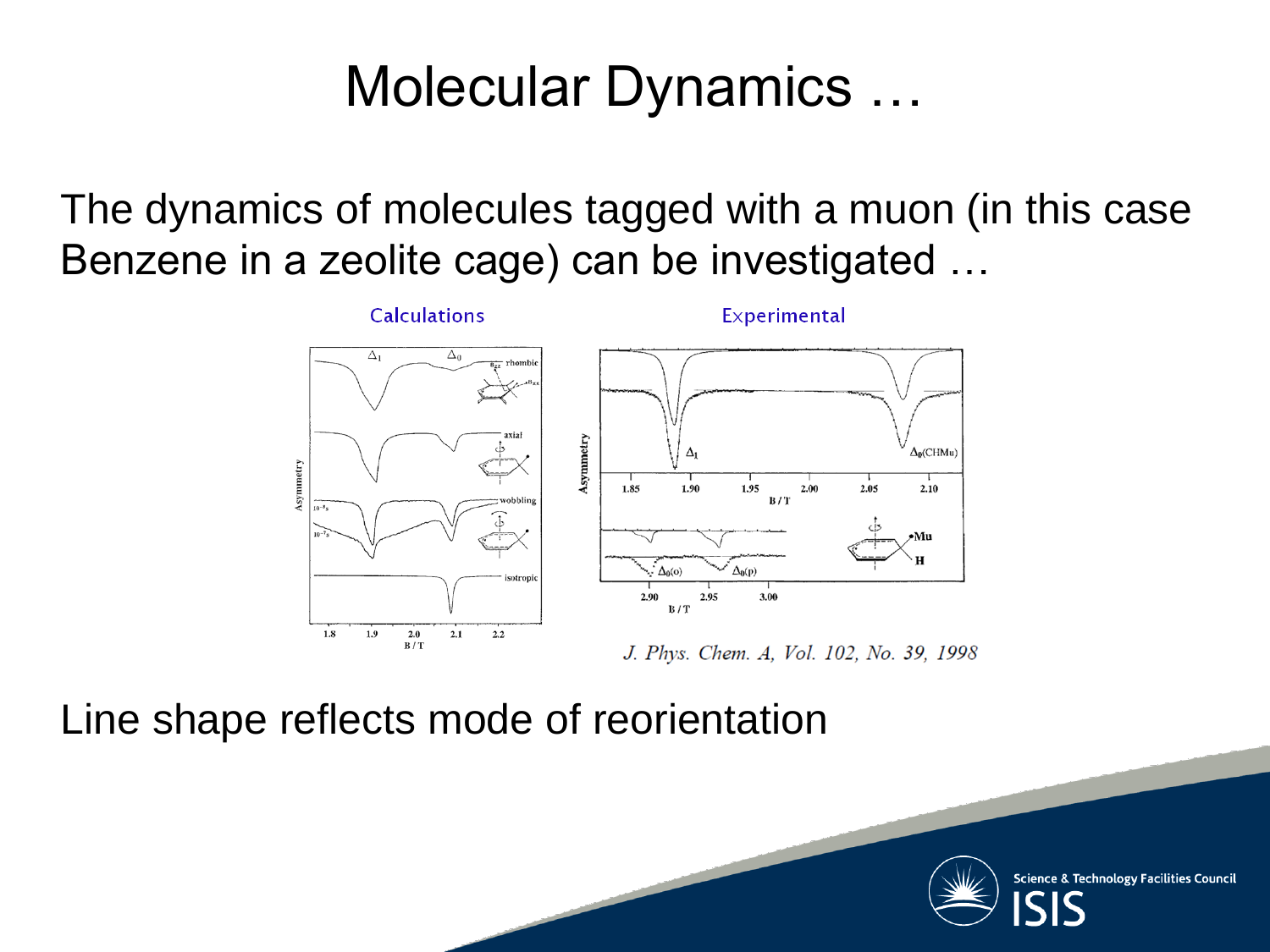# Molecular Dynamics …

The dynamics of molecules tagged with a muon (in this case Benzene in a zeolite cage) can be investigated …

Calculations

Experimental

*J. Phys. Chem. A, Vol. 102, No. 39, 1998*

Line shape reflects mode of reorientation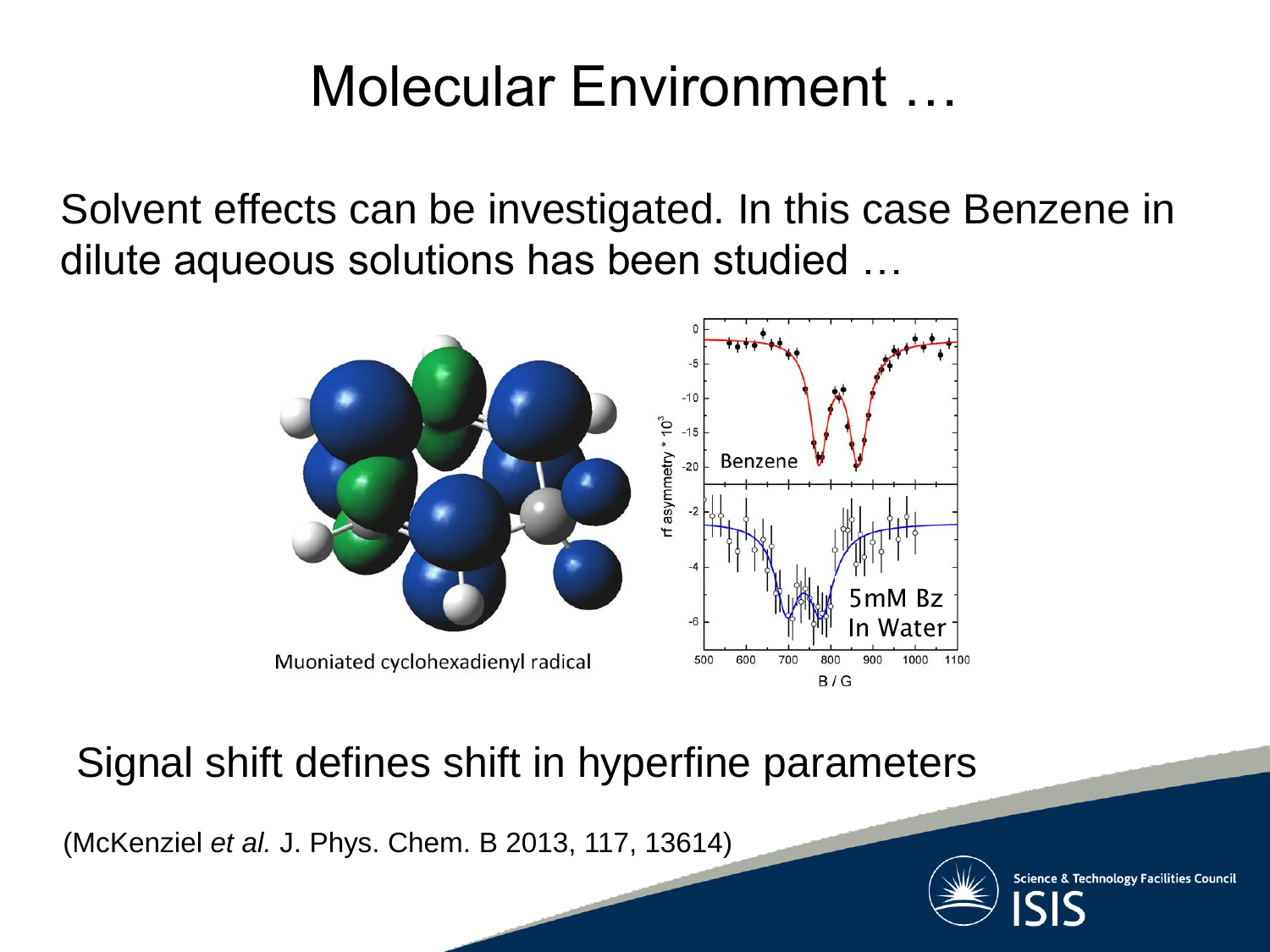# Molecular Environment …

Solvent effects can be investigated. In this case Benzene in dilute aqueous solutions has been studied …

Muoniated cyclohexadienyl radical

Signal shift defines shift in hyperfine parameters

(McKenziel *et al.* J. Phys. Chem. B 2013, 117, 13614)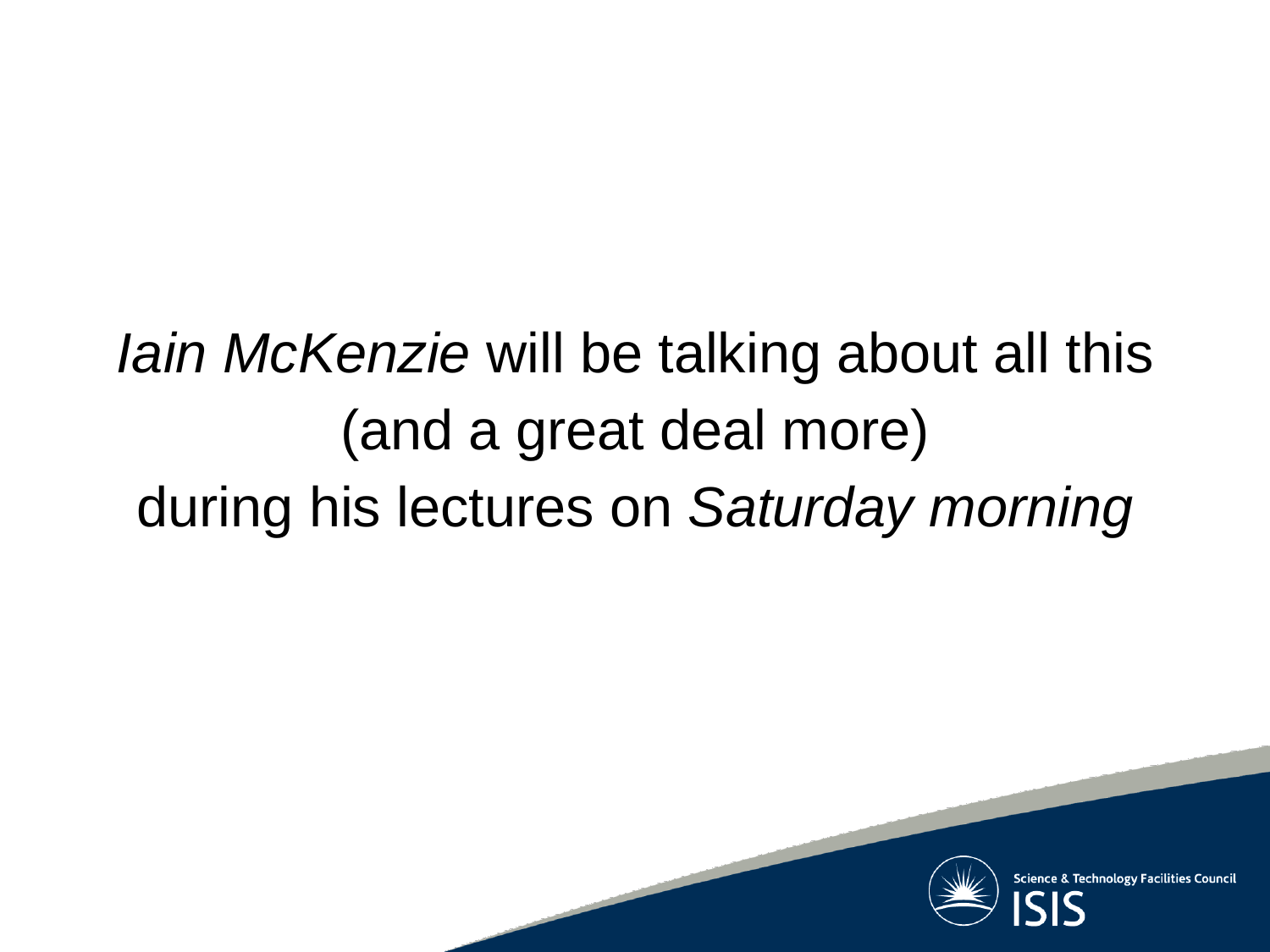*Iain McKenzie* will be talking about all this (and a great deal more) during his lectures on *Saturday morning*